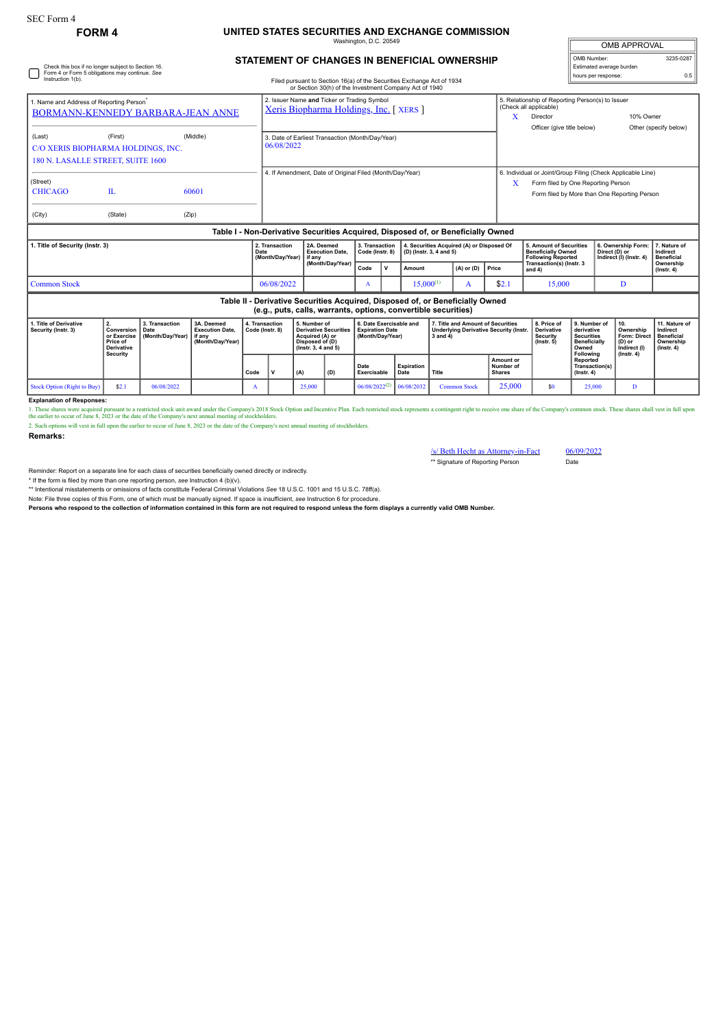SEC Form 4

**FORM 4**

# UNITED STATES SECURITIES AND EXCHANGE COMMISSION

Washington, D.C. 20549

## STATEMENT OF CHANGES IN BENEFICIAL OWNERSHIP

Filed pursuant to Section 16(a) of the Securities Exchange Act of 1934 or Section 30(h) of the Investment Company Act of 1940

| OMB APPROVAL | |
|---|---|
| OMB Number: | 3235-0287 |
| Estimated average burden | |
| hours per response: | 0.5 |

☐ Check this box if no longer subject to Section 16. Form 4 or Form 5 obligations may continue. *See* Instruction 1(b).

1. Name and Address of Reporting Person*
BORMANN-KENNEDY BARBARA-JEAN ANNE

(Last) (First) (Middle)
C/O XERIS BIOPHARMA HOLDINGS, INC.
180 N. LASALLE STREET, SUITE 1600

(Street)
CHICAGO IL 60601

(City) (State) (Zip)

2. Issuer Name and Ticker or Trading Symbol
Xeris Biopharma Holdings, Inc. [ XERS ]

3. Date of Earliest Transaction (Month/Day/Year)
06/08/2022

4. If Amendment, Date of Original Filed (Month/Day/Year)

5. Relationship of Reporting Person(s) to Issuer (Check all applicable)
X Director
10% Owner
Officer (give title below)
Other (specify below)

6. Individual or Joint/Group Filing (Check Applicable Line)
X Form filed by One Reporting Person
Form filed by More than One Reporting Person

### Table I - Non-Derivative Securities Acquired, Disposed of, or Beneficially Owned

| 1. Title of Security (Instr. 3) | 2. Transaction Date (Month/Day/Year) | 2A. Deemed Execution Date, if any (Month/Day/Year) | 3. Transaction Code (Instr. 8) | | 4. Securities Acquired (A) or Disposed Of (D) (Instr. 3, 4 and 5) | | | 5. Amount of Securities Beneficially Owned Following Reported Transaction(s) (Instr. 3 and 4) | 6. Ownership Form: Direct (D) or Indirect (I) (Instr. 4) | 7. Nature of Indirect Beneficial Ownership (Instr. 4) |
|---|---|---|---|---|---|---|---|---|---|---|
| | | | Code | V | Amount | (A) or (D) | Price | | | |
| Common Stock | 06/08/2022 | | A | | 15,000[(1)] | A | $2.1 | 15,000 | D | |

### Table II - Derivative Securities Acquired, Disposed of, or Beneficially Owned (e.g., puts, calls, warrants, options, convertible securities)

| 1. Title of Derivative Security (Instr. 3) | 2. Conversion or Exercise Price of Derivative Security | 3. Transaction Date (Month/Day/Year) | 3A. Deemed Execution Date, if any (Month/Day/Year) | 4. Transaction Code (Instr. 8) | | 5. Number of Derivative Securities Acquired (A) or Disposed of (D) (Instr. 3, 4 and 5) | | 6. Date Exercisable and Expiration Date (Month/Day/Year) | | 7. Title and Amount of Securities Underlying Derivative Security (Instr. 3 and 4) | | 8. Price of Derivative Security (Instr. 5) | 9. Number of derivative Securities Beneficially Owned Following Reported Transaction(s) (Instr. 4) | 10. Ownership Form: Direct (D) or Indirect (I) (Instr. 4) | 11. Nature of Indirect Beneficial Ownership (Instr. 4) |
|---|---|---|---|---|---|---|---|---|---|---|---|---|---|---|---|
| | | | | Code | V | (A) | (D) | Date Exercisable | Expiration Date | Title | Amount or Number of Shares | | | | |
| Stock Option (Right to Buy) | $2.1 | 06/08/2022 | | A | | 25,000 | | 06/08/2022[(2)] | 06/08/2032 | Common Stock | 25,000 | $0 | 25,000 | D | |

**Explanation of Responses:**

1. These shares were acquired pursuant to a restricted stock unit award under the Company's 2018 Stock Option and Incentive Plan. Each restricted stock represents a contingent right to receive one share of the Company's common stock. These shares shall vest in full upon the earlier to occur of June 8, 2023 or the date of the Company's next annual meeting of stockholders.

2. Such options will vest in full upon the earlier to occur of June 8, 2023 or the date of the Company's next annual meeting of stockholders.

**Remarks:**

/s/ Beth Hecht as Attorney-in-Fact — 06/09/2022

** Signature of Reporting Person — Date

Reminder: Report on a separate line for each class of securities beneficially owned directly or indirectly.

\* If the form is filed by more than one reporting person, *see* Instruction 4 (b)(v).

** Intentional misstatements or omissions of facts constitute Federal Criminal Violations *See* 18 U.S.C. 1001 and 15 U.S.C. 78ff(a).

Note: File three copies of this Form, one of which must be manually signed. If space is insufficient, *see* Instruction 6 for procedure.

**Persons who respond to the collection of information contained in this form are not required to respond unless the form displays a currently valid OMB Number.**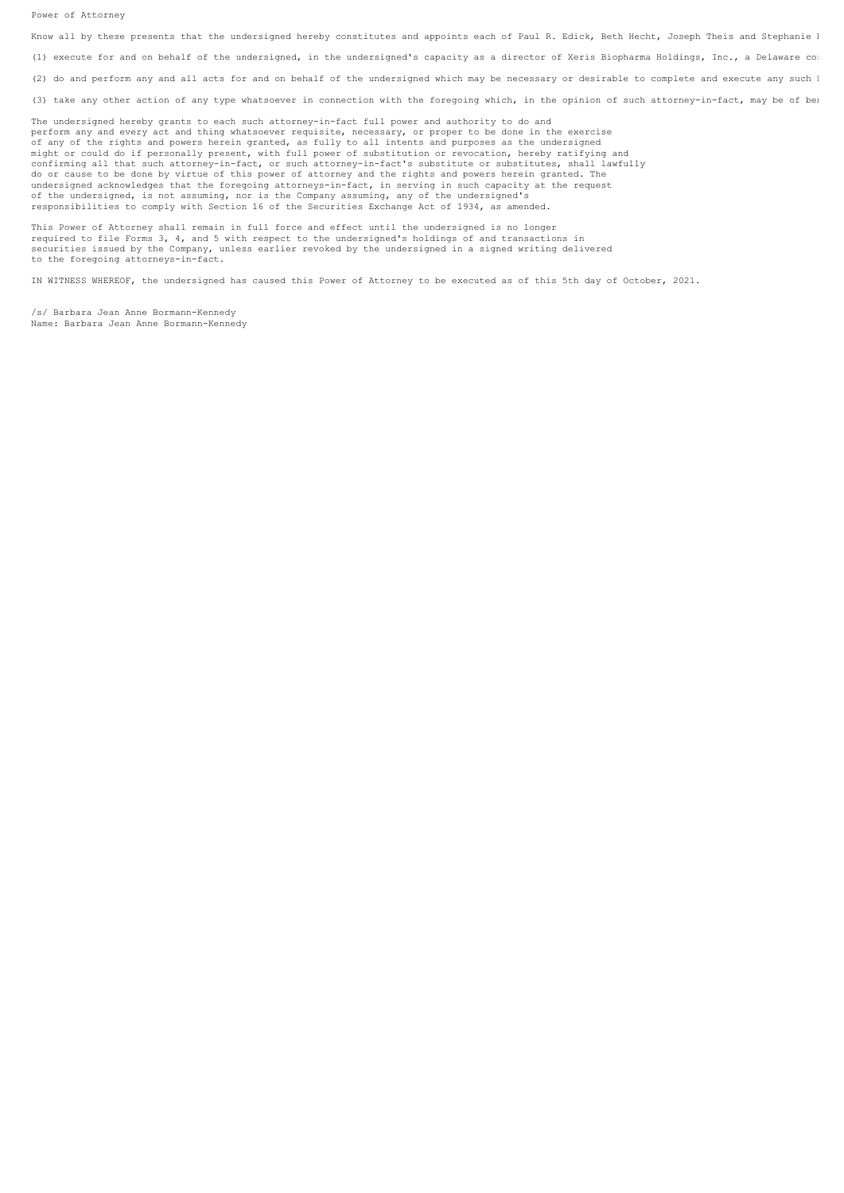Power of Attorney

Know all by these presents that the undersigned hereby constitutes and appoints each of Paul R. Edick, Beth Hecht, Joseph Theis and Stephanie I

(1) execute for and on behalf of the undersigned, in the undersigned's capacity as a director of Xeris Biopharma Holdings, Inc., a Delaware co

(2) do and perform any and all acts for and on behalf of the undersigned which may be necessary or desirable to complete and execute any such I

(3) take any other action of any type whatsoever in connection with the foregoing which, in the opinion of such attorney-in-fact, may be of be

The undersigned hereby grants to each such attorney-in-fact full power and authority to do and perform any and every act and thing whatsoever requisite, necessary, or proper to be done in the exercise of any of the rights and powers herein granted, as fully to all intents and purposes as the undersigned might or could do if personally present, with full power of substitution or revocation, hereby ratifying and confirming all that such attorney-in-fact, or such attorney-in-fact's substitute or substitutes, shall lawfully do or cause to be done by virtue of this power of attorney and the rights and powers herein granted. The undersigned acknowledges that the foregoing attorneys-in-fact, in serving in such capacity at the request of the undersigned, is not assuming, nor is the Company assuming, any of the undersigned's responsibilities to comply with Section 16 of the Securities Exchange Act of 1934, as amended.

This Power of Attorney shall remain in full force and effect until the undersigned is no longer required to file Forms 3, 4, and 5 with respect to the undersigned's holdings of and transactions in securities issued by the Company, unless earlier revoked by the undersigned in a signed writing delivered to the foregoing attorneys-in-fact.

IN WITNESS WHEREOF, the undersigned has caused this Power of Attorney to be executed as of this 5th day of October, 2021.

/s/ Barbara Jean Anne Bormann-Kennedy
Name: Barbara Jean Anne Bormann-Kennedy